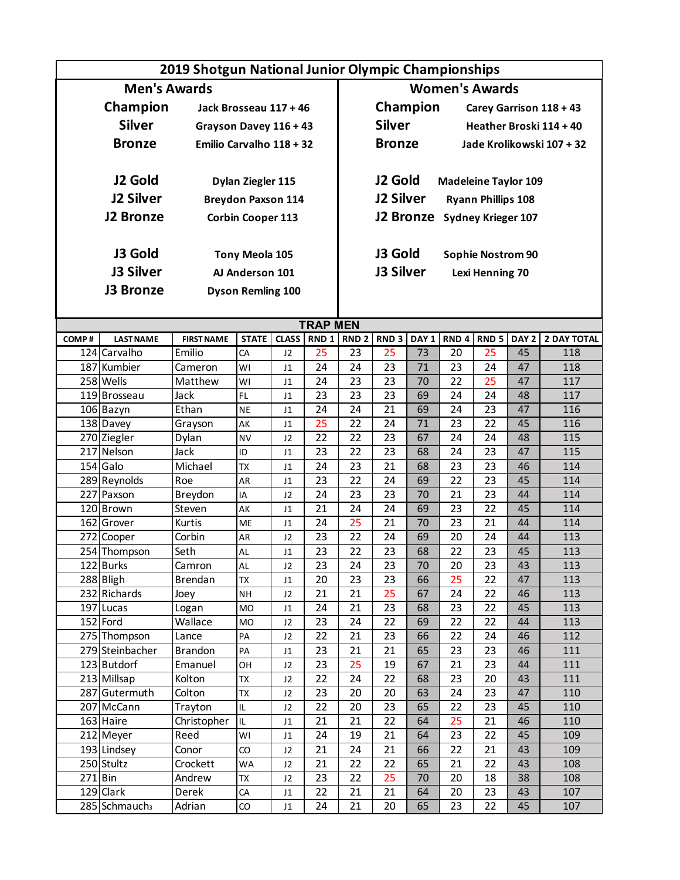# 2019 Shotgun National Junior Olympic Championships

## Men's Awards

| | |
|---|---|
| **Champion** | **Jack Brosseau 117 + 46** |
| **Silver** | **Grayson Davey 116 + 43** |
| **Bronze** | **Emilio Carvalho 118 + 32** |
| **J2 Gold** | **Dylan Ziegler 115** |
| **J2 Silver** | **Breydon Paxson 114** |
| **J2 Bronze** | **Corbin Cooper 113** |
| **J3 Gold** | **Tony Meola 105** |
| **J3 Silver** | **AJ Anderson 101** |
| **J3 Bronze** | **Dyson Remling 100** |

## Women's Awards

| | |
|---|---|
| **Champion** | **Carey Garrison 118 + 43** |
| **Silver** | **Heather Broski 114 + 40** |
| **Bronze** | **Jade Krolikowski 107 + 32** |
| **J2 Gold** | **Madeleine Taylor 109** |
| **J2 Silver** | **Ryann Phillips 108** |
| **J2 Bronze** | **Sydney Krieger 107** |
| **J3 Gold** | **Sophie Nostrom 90** |
| **J3 Silver** | **Lexi Henning 70** |

## TRAP MEN

| COMP # | LAST NAME | FIRST NAME | STATE | CLASS | RND 1 | RND 2 | RND 3 | DAY 1 | RND 4 | RND 5 | DAY 2 | 2 DAY TOTAL |
|---|---|---|---|---|---|---|---|---|---|---|---|---|
| 124 | Carvalho | Emilio | CA | J2 | 25 | 23 | 25 | 73 | 20 | 25 | 45 | 118 |
| 187 | Kumbier | Cameron | WI | J1 | 24 | 24 | 23 | 71 | 23 | 24 | 47 | 118 |
| 258 | Wells | Matthew | WI | J1 | 24 | 23 | 23 | 70 | 22 | 25 | 47 | 117 |
| 119 | Brosseau | Jack | FL | J1 | 23 | 23 | 23 | 69 | 24 | 24 | 48 | 117 |
| 106 | Bazyn | Ethan | NE | J1 | 24 | 24 | 21 | 69 | 24 | 23 | 47 | 116 |
| 138 | Davey | Grayson | AK | J1 | 25 | 22 | 24 | 71 | 23 | 22 | 45 | 116 |
| 270 | Ziegler | Dylan | NV | J2 | 22 | 22 | 23 | 67 | 24 | 24 | 48 | 115 |
| 217 | Nelson | Jack | ID | J1 | 23 | 22 | 23 | 68 | 24 | 23 | 47 | 115 |
| 154 | Galo | Michael | TX | J1 | 24 | 23 | 21 | 68 | 23 | 23 | 46 | 114 |
| 289 | Reynolds | Roe | AR | J1 | 23 | 22 | 24 | 69 | 22 | 23 | 45 | 114 |
| 227 | Paxson | Breydon | IA | J2 | 24 | 23 | 23 | 70 | 21 | 23 | 44 | 114 |
| 120 | Brown | Steven | AK | J1 | 21 | 24 | 24 | 69 | 23 | 22 | 45 | 114 |
| 162 | Grover | Kurtis | ME | J1 | 24 | 25 | 21 | 70 | 23 | 21 | 44 | 114 |
| 272 | Cooper | Corbin | AR | J2 | 23 | 22 | 24 | 69 | 20 | 24 | 44 | 113 |
| 254 | Thompson | Seth | AL | J1 | 23 | 22 | 23 | 68 | 22 | 23 | 45 | 113 |
| 122 | Burks | Camron | AL | J2 | 23 | 24 | 23 | 70 | 20 | 23 | 43 | 113 |
| 288 | Bligh | Brendan | TX | J1 | 20 | 23 | 23 | 66 | 25 | 22 | 47 | 113 |
| 232 | Richards | Joey | NH | J2 | 21 | 21 | 25 | 67 | 24 | 22 | 46 | 113 |
| 197 | Lucas | Logan | MO | J1 | 24 | 21 | 23 | 68 | 23 | 22 | 45 | 113 |
| 152 | Ford | Wallace | MO | J2 | 23 | 24 | 22 | 69 | 22 | 22 | 44 | 113 |
| 275 | Thompson | Lance | PA | J2 | 22 | 21 | 23 | 66 | 22 | 24 | 46 | 112 |
| 279 | Steinbacher | Brandon | PA | J1 | 23 | 21 | 21 | 65 | 23 | 23 | 46 | 111 |
| 123 | Butdorf | Emanuel | OH | J2 | 23 | 25 | 19 | 67 | 21 | 23 | 44 | 111 |
| 213 | Millsap | Kolton | TX | J2 | 22 | 24 | 22 | 68 | 23 | 20 | 43 | 111 |
| 287 | Gutermuth | Colton | TX | J2 | 23 | 20 | 20 | 63 | 24 | 23 | 47 | 110 |
| 207 | McCann | Trayton | IL | J2 | 22 | 20 | 23 | 65 | 22 | 23 | 45 | 110 |
| 163 | Haire | Christopher | IL | J1 | 21 | 21 | 22 | 64 | 25 | 21 | 46 | 110 |
| 212 | Meyer | Reed | WI | J1 | 24 | 19 | 21 | 64 | 23 | 22 | 45 | 109 |
| 193 | Lindsey | Conor | CO | J2 | 21 | 24 | 21 | 66 | 22 | 21 | 43 | 109 |
| 250 | Stultz | Crockett | WA | J2 | 21 | 22 | 22 | 65 | 21 | 22 | 43 | 108 |
| 271 | Bin | Andrew | TX | J2 | 23 | 22 | 25 | 70 | 20 | 18 | 38 | 108 |
| 129 | Clark | Derek | CA | J1 | 22 | 21 | 21 | 64 | 20 | 23 | 43 | 107 |
| 285 | Schmauch | Adrian | CO | J1 | 24 | 21 | 20 | 65 | 23 | 22 | 45 | 107 |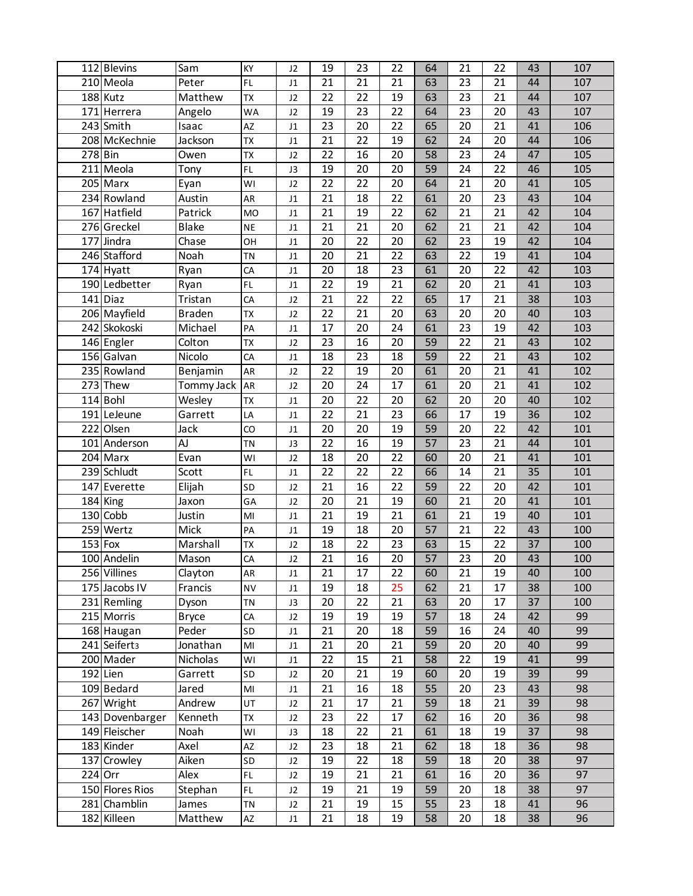| | | | | | | | | | | | | |
|---|---|---|---|---|---|---|---|---|---|---|---|---|
| 112 | Blevins | Sam | KY | J2 | 19 | 23 | 22 | 64 | 21 | 22 | 43 | 107 |
| 210 | Meola | Peter | FL | J1 | 21 | 21 | 21 | 63 | 23 | 21 | 44 | 107 |
| 188 | Kutz | Matthew | TX | J2 | 22 | 22 | 19 | 63 | 23 | 21 | 44 | 107 |
| 171 | Herrera | Angelo | WA | J2 | 19 | 23 | 22 | 64 | 23 | 20 | 43 | 107 |
| 243 | Smith | Isaac | AZ | J1 | 23 | 20 | 22 | 65 | 20 | 21 | 41 | 106 |
| 208 | McKechnie | Jackson | TX | J1 | 21 | 22 | 19 | 62 | 24 | 20 | 44 | 106 |
| 278 | Bin | Owen | TX | J2 | 22 | 16 | 20 | 58 | 23 | 24 | 47 | 105 |
| 211 | Meola | Tony | FL | J3 | 19 | 20 | 20 | 59 | 24 | 22 | 46 | 105 |
| 205 | Marx | Eyan | WI | J2 | 22 | 22 | 20 | 64 | 21 | 20 | 41 | 105 |
| 234 | Rowland | Austin | AR | J1 | 21 | 18 | 22 | 61 | 20 | 23 | 43 | 104 |
| 167 | Hatfield | Patrick | MO | J1 | 21 | 19 | 22 | 62 | 21 | 21 | 42 | 104 |
| 276 | Greckel | Blake | NE | J1 | 21 | 21 | 20 | 62 | 21 | 21 | 42 | 104 |
| 177 | Jindra | Chase | OH | J1 | 20 | 22 | 20 | 62 | 23 | 19 | 42 | 104 |
| 246 | Stafford | Noah | TN | J1 | 20 | 21 | 22 | 63 | 22 | 19 | 41 | 104 |
| 174 | Hyatt | Ryan | CA | J1 | 20 | 18 | 23 | 61 | 20 | 22 | 42 | 103 |
| 190 | Ledbetter | Ryan | FL | J1 | 22 | 19 | 21 | 62 | 20 | 21 | 41 | 103 |
| 141 | Diaz | Tristan | CA | J2 | 21 | 22 | 22 | 65 | 17 | 21 | 38 | 103 |
| 206 | Mayfield | Braden | TX | J2 | 22 | 21 | 20 | 63 | 20 | 20 | 40 | 103 |
| 242 | Skokoski | Michael | PA | J1 | 17 | 20 | 24 | 61 | 23 | 19 | 42 | 103 |
| 146 | Engler | Colton | TX | J2 | 23 | 16 | 20 | 59 | 22 | 21 | 43 | 102 |
| 156 | Galvan | Nicolo | CA | J1 | 18 | 23 | 18 | 59 | 22 | 21 | 43 | 102 |
| 235 | Rowland | Benjamin | AR | J2 | 22 | 19 | 20 | 61 | 20 | 21 | 41 | 102 |
| 273 | Thew | Tommy Jack | AR | J2 | 20 | 24 | 17 | 61 | 20 | 21 | 41 | 102 |
| 114 | Bohl | Wesley | TX | J1 | 20 | 22 | 20 | 62 | 20 | 20 | 40 | 102 |
| 191 | LeJeune | Garrett | LA | J1 | 22 | 21 | 23 | 66 | 17 | 19 | 36 | 102 |
| 222 | Olsen | Jack | CO | J1 | 20 | 20 | 19 | 59 | 20 | 22 | 42 | 101 |
| 101 | Anderson | AJ | TN | J3 | 22 | 16 | 19 | 57 | 23 | 21 | 44 | 101 |
| 204 | Marx | Evan | WI | J2 | 18 | 20 | 22 | 60 | 20 | 21 | 41 | 101 |
| 239 | Schludt | Scott | FL | J1 | 22 | 22 | 22 | 66 | 14 | 21 | 35 | 101 |
| 147 | Everette | Elijah | SD | J2 | 21 | 16 | 22 | 59 | 22 | 20 | 42 | 101 |
| 184 | King | Jaxon | GA | J2 | 20 | 21 | 19 | 60 | 21 | 20 | 41 | 101 |
| 130 | Cobb | Justin | MI | J1 | 21 | 19 | 21 | 61 | 21 | 19 | 40 | 101 |
| 259 | Wertz | Mick | PA | J1 | 19 | 18 | 20 | 57 | 21 | 22 | 43 | 100 |
| 153 | Fox | Marshall | TX | J2 | 18 | 22 | 23 | 63 | 15 | 22 | 37 | 100 |
| 100 | Andelin | Mason | CA | J2 | 21 | 16 | 20 | 57 | 23 | 20 | 43 | 100 |
| 256 | Villines | Clayton | AR | J1 | 21 | 17 | 22 | 60 | 21 | 19 | 40 | 100 |
| 175 | Jacobs IV | Francis | NV | J1 | 19 | 18 | 25 | 62 | 21 | 17 | 38 | 100 |
| 231 | Remling | Dyson | TN | J3 | 20 | 22 | 21 | 63 | 20 | 17 | 37 | 100 |
| 215 | Morris | Bryce | CA | J2 | 19 | 19 | 19 | 57 | 18 | 24 | 42 | 99 |
| 168 | Haugan | Peder | SD | J1 | 21 | 20 | 18 | 59 | 16 | 24 | 40 | 99 |
| 241 | Seifert3 | Jonathan | MI | J1 | 21 | 20 | 21 | 59 | 20 | 20 | 40 | 99 |
| 200 | Mader | Nicholas | WI | J1 | 22 | 15 | 21 | 58 | 22 | 19 | 41 | 99 |
| 192 | Lien | Garrett | SD | J2 | 20 | 21 | 19 | 60 | 20 | 19 | 39 | 99 |
| 109 | Bedard | Jared | MI | J1 | 21 | 16 | 18 | 55 | 20 | 23 | 43 | 98 |
| 267 | Wright | Andrew | UT | J2 | 21 | 17 | 21 | 59 | 18 | 21 | 39 | 98 |
| 143 | Dovenbarger | Kenneth | TX | J2 | 23 | 22 | 17 | 62 | 16 | 20 | 36 | 98 |
| 149 | Fleischer | Noah | WI | J3 | 18 | 22 | 21 | 61 | 18 | 19 | 37 | 98 |
| 183 | Kinder | Axel | AZ | J2 | 23 | 18 | 21 | 62 | 18 | 18 | 36 | 98 |
| 137 | Crowley | Aiken | SD | J2 | 19 | 22 | 18 | 59 | 18 | 20 | 38 | 97 |
| 224 | Orr | Alex | FL | J2 | 19 | 21 | 21 | 61 | 16 | 20 | 36 | 97 |
| 150 | Flores Rios | Stephan | FL | J2 | 19 | 21 | 19 | 59 | 20 | 18 | 38 | 97 |
| 281 | Chamblin | James | TN | J2 | 21 | 19 | 15 | 55 | 23 | 18 | 41 | 96 |
| 182 | Killeen | Matthew | AZ | J1 | 21 | 18 | 19 | 58 | 20 | 18 | 38 | 96 |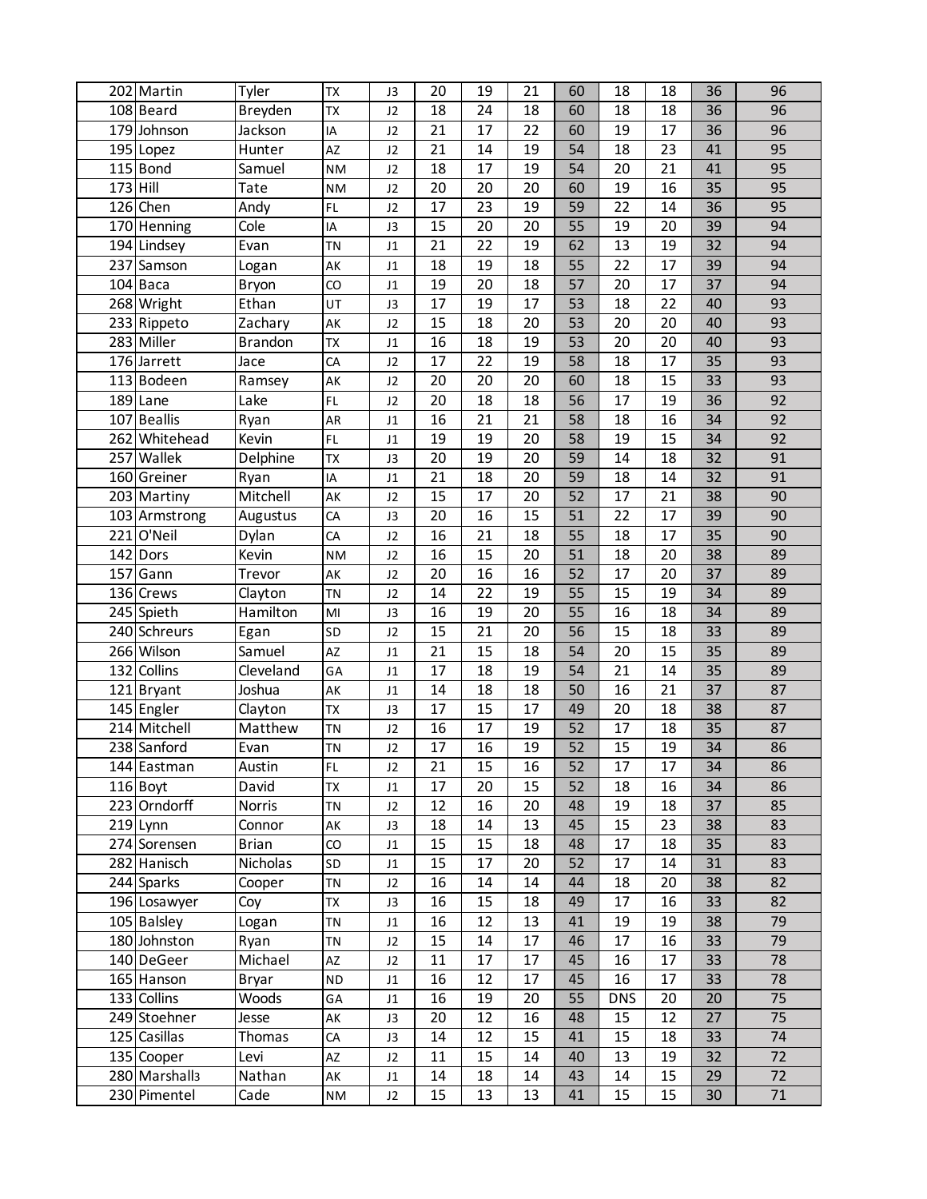| | | | | | | | | | | | | |
|---|---|---|---|---|---|---|---|---|---|---|---|---|
| 202 | Martin | Tyler | TX | J3 | 20 | 19 | 21 | 60 | 18 | 18 | 36 | 96 |
| 108 | Beard | Breyden | TX | J2 | 18 | 24 | 18 | 60 | 18 | 18 | 36 | 96 |
| 179 | Johnson | Jackson | IA | J2 | 21 | 17 | 22 | 60 | 19 | 17 | 36 | 96 |
| 195 | Lopez | Hunter | AZ | J2 | 21 | 14 | 19 | 54 | 18 | 23 | 41 | 95 |
| 115 | Bond | Samuel | NM | J2 | 18 | 17 | 19 | 54 | 20 | 21 | 41 | 95 |
| 173 | Hill | Tate | NM | J2 | 20 | 20 | 20 | 60 | 19 | 16 | 35 | 95 |
| 126 | Chen | Andy | FL | J2 | 17 | 23 | 19 | 59 | 22 | 14 | 36 | 95 |
| 170 | Henning | Cole | IA | J3 | 15 | 20 | 20 | 55 | 19 | 20 | 39 | 94 |
| 194 | Lindsey | Evan | TN | J1 | 21 | 22 | 19 | 62 | 13 | 19 | 32 | 94 |
| 237 | Samson | Logan | AK | J1 | 18 | 19 | 18 | 55 | 22 | 17 | 39 | 94 |
| 104 | Baca | Bryon | CO | J1 | 19 | 20 | 18 | 57 | 20 | 17 | 37 | 94 |
| 268 | Wright | Ethan | UT | J3 | 17 | 19 | 17 | 53 | 18 | 22 | 40 | 93 |
| 233 | Rippeto | Zachary | AK | J2 | 15 | 18 | 20 | 53 | 20 | 20 | 40 | 93 |
| 283 | Miller | Brandon | TX | J1 | 16 | 18 | 19 | 53 | 20 | 20 | 40 | 93 |
| 176 | Jarrett | Jace | CA | J2 | 17 | 22 | 19 | 58 | 18 | 17 | 35 | 93 |
| 113 | Bodeen | Ramsey | AK | J2 | 20 | 20 | 20 | 60 | 18 | 15 | 33 | 93 |
| 189 | Lane | Lake | FL | J2 | 20 | 18 | 18 | 56 | 17 | 19 | 36 | 92 |
| 107 | Beallis | Ryan | AR | J1 | 16 | 21 | 21 | 58 | 18 | 16 | 34 | 92 |
| 262 | Whitehead | Kevin | FL | J1 | 19 | 19 | 20 | 58 | 19 | 15 | 34 | 92 |
| 257 | Wallek | Delphine | TX | J3 | 20 | 19 | 20 | 59 | 14 | 18 | 32 | 91 |
| 160 | Greiner | Ryan | IA | J1 | 21 | 18 | 20 | 59 | 18 | 14 | 32 | 91 |
| 203 | Martiny | Mitchell | AK | J2 | 15 | 17 | 20 | 52 | 17 | 21 | 38 | 90 |
| 103 | Armstrong | Augustus | CA | J3 | 20 | 16 | 15 | 51 | 22 | 17 | 39 | 90 |
| 221 | O'Neil | Dylan | CA | J2 | 16 | 21 | 18 | 55 | 18 | 17 | 35 | 90 |
| 142 | Dors | Kevin | NM | J2 | 16 | 15 | 20 | 51 | 18 | 20 | 38 | 89 |
| 157 | Gann | Trevor | AK | J2 | 20 | 16 | 16 | 52 | 17 | 20 | 37 | 89 |
| 136 | Crews | Clayton | TN | J2 | 14 | 22 | 19 | 55 | 15 | 19 | 34 | 89 |
| 245 | Spieth | Hamilton | MI | J3 | 16 | 19 | 20 | 55 | 16 | 18 | 34 | 89 |
| 240 | Schreurs | Egan | SD | J2 | 15 | 21 | 20 | 56 | 15 | 18 | 33 | 89 |
| 266 | Wilson | Samuel | AZ | J1 | 21 | 15 | 18 | 54 | 20 | 15 | 35 | 89 |
| 132 | Collins | Cleveland | GA | J1 | 17 | 18 | 19 | 54 | 21 | 14 | 35 | 89 |
| 121 | Bryant | Joshua | AK | J1 | 14 | 18 | 18 | 50 | 16 | 21 | 37 | 87 |
| 145 | Engler | Clayton | TX | J3 | 17 | 15 | 17 | 49 | 20 | 18 | 38 | 87 |
| 214 | Mitchell | Matthew | TN | J2 | 16 | 17 | 19 | 52 | 17 | 18 | 35 | 87 |
| 238 | Sanford | Evan | TN | J2 | 17 | 16 | 19 | 52 | 15 | 19 | 34 | 86 |
| 144 | Eastman | Austin | FL | J2 | 21 | 15 | 16 | 52 | 17 | 17 | 34 | 86 |
| 116 | Boyt | David | TX | J1 | 17 | 20 | 15 | 52 | 18 | 16 | 34 | 86 |
| 223 | Orndorff | Norris | TN | J2 | 12 | 16 | 20 | 48 | 19 | 18 | 37 | 85 |
| 219 | Lynn | Connor | AK | J3 | 18 | 14 | 13 | 45 | 15 | 23 | 38 | 83 |
| 274 | Sorensen | Brian | CO | J1 | 15 | 15 | 18 | 48 | 17 | 18 | 35 | 83 |
| 282 | Hanisch | Nicholas | SD | J1 | 15 | 17 | 20 | 52 | 17 | 14 | 31 | 83 |
| 244 | Sparks | Cooper | TN | J2 | 16 | 14 | 14 | 44 | 18 | 20 | 38 | 82 |
| 196 | Losawyer | Coy | TX | J3 | 16 | 15 | 18 | 49 | 17 | 16 | 33 | 82 |
| 105 | Balsley | Logan | TN | J1 | 16 | 12 | 13 | 41 | 19 | 19 | 38 | 79 |
| 180 | Johnston | Ryan | TN | J2 | 15 | 14 | 17 | 46 | 17 | 16 | 33 | 79 |
| 140 | DeGeer | Michael | AZ | J2 | 11 | 17 | 17 | 45 | 16 | 17 | 33 | 78 |
| 165 | Hanson | Bryar | ND | J1 | 16 | 12 | 17 | 45 | 16 | 17 | 33 | 78 |
| 133 | Collins | Woods | GA | J1 | 16 | 19 | 20 | 55 | DNS | 20 | 20 | 75 |
| 249 | Stoehner | Jesse | AK | J3 | 20 | 12 | 16 | 48 | 15 | 12 | 27 | 75 |
| 125 | Casillas | Thomas | CA | J3 | 14 | 12 | 15 | 41 | 15 | 18 | 33 | 74 |
| 135 | Cooper | Levi | AZ | J2 | 11 | 15 | 14 | 40 | 13 | 19 | 32 | 72 |
| 280 | Marshall3 | Nathan | AK | J1 | 14 | 18 | 14 | 43 | 14 | 15 | 29 | 72 |
| 230 | Pimentel | Cade | NM | J2 | 15 | 13 | 13 | 41 | 15 | 15 | 30 | 71 |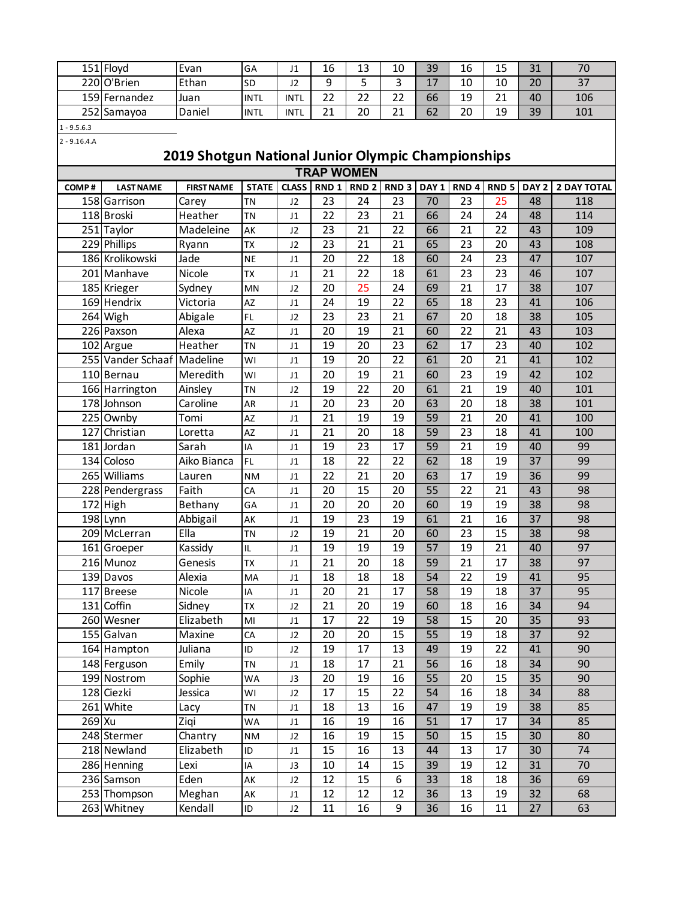| | | | | | | | | | | | | |
|---|---|---|---|---|---|---|---|---|---|---|---|---|
| 151 | Floyd | Evan | GA | J1 | 16 | 13 | 10 | 39 | 16 | 15 | 31 | 70 |
| 220 | O'Brien | Ethan | SD | J2 | 9 | 5 | 3 | 17 | 10 | 10 | 20 | 37 |
| 159 | Fernandez | Juan | INTL | INTL | 22 | 22 | 22 | 66 | 19 | 21 | 40 | 106 |
| 252 | Samayoa | Daniel | INTL | INTL | 21 | 20 | 21 | 62 | 20 | 19 | 39 | 101 |

1 - 9.5.6.3

2 - 9.16.4.A

## 2019 Shotgun National Junior Olympic Championships

### TRAP WOMEN

| COMP # | LAST NAME | FIRST NAME | STATE | CLASS | RND 1 | RND 2 | RND 3 | DAY 1 | RND 4 | RND 5 | DAY 2 | 2 DAY TOTAL |
|---|---|---|---|---|---|---|---|---|---|---|---|---|
| 158 | Garrison | Carey | TN | J2 | 23 | 24 | 23 | 70 | 23 | 25 | 48 | 118 |
| 118 | Broski | Heather | TN | J1 | 22 | 23 | 21 | 66 | 24 | 24 | 48 | 114 |
| 251 | Taylor | Madeleine | AK | J2 | 23 | 21 | 22 | 66 | 21 | 22 | 43 | 109 |
| 229 | Phillips | Ryann | TX | J2 | 23 | 21 | 21 | 65 | 23 | 20 | 43 | 108 |
| 186 | Krolikowski | Jade | NE | J1 | 20 | 22 | 18 | 60 | 24 | 23 | 47 | 107 |
| 201 | Manhave | Nicole | TX | J1 | 21 | 22 | 18 | 61 | 23 | 23 | 46 | 107 |
| 185 | Krieger | Sydney | MN | J2 | 20 | 25 | 24 | 69 | 21 | 17 | 38 | 107 |
| 169 | Hendrix | Victoria | AZ | J1 | 24 | 19 | 22 | 65 | 18 | 23 | 41 | 106 |
| 264 | Wigh | Abigale | FL | J2 | 23 | 23 | 21 | 67 | 20 | 18 | 38 | 105 |
| 226 | Paxson | Alexa | AZ | J1 | 20 | 19 | 21 | 60 | 22 | 21 | 43 | 103 |
| 102 | Argue | Heather | TN | J1 | 19 | 20 | 23 | 62 | 17 | 23 | 40 | 102 |
| 255 | Vander Schaaf | Madeline | WI | J1 | 19 | 20 | 22 | 61 | 20 | 21 | 41 | 102 |
| 110 | Bernau | Meredith | WI | J1 | 20 | 19 | 21 | 60 | 23 | 19 | 42 | 102 |
| 166 | Harrington | Ainsley | TN | J2 | 19 | 22 | 20 | 61 | 21 | 19 | 40 | 101 |
| 178 | Johnson | Caroline | AR | J1 | 20 | 23 | 20 | 63 | 20 | 18 | 38 | 101 |
| 225 | Ownby | Tomi | AZ | J1 | 21 | 19 | 19 | 59 | 21 | 20 | 41 | 100 |
| 127 | Christian | Loretta | AZ | J1 | 21 | 20 | 18 | 59 | 23 | 18 | 41 | 100 |
| 181 | Jordan | Sarah | IA | J1 | 19 | 23 | 17 | 59 | 21 | 19 | 40 | 99 |
| 134 | Coloso | Aiko Bianca | FL | J1 | 18 | 22 | 22 | 62 | 18 | 19 | 37 | 99 |
| 265 | Williams | Lauren | NM | J1 | 22 | 21 | 20 | 63 | 17 | 19 | 36 | 99 |
| 228 | Pendergrass | Faith | CA | J1 | 20 | 15 | 20 | 55 | 22 | 21 | 43 | 98 |
| 172 | High | Bethany | GA | J1 | 20 | 20 | 20 | 60 | 19 | 19 | 38 | 98 |
| 198 | Lynn | Abbigail | AK | J1 | 19 | 23 | 19 | 61 | 21 | 16 | 37 | 98 |
| 209 | McLerran | Ella | TN | J2 | 19 | 21 | 20 | 60 | 23 | 15 | 38 | 98 |
| 161 | Groeper | Kassidy | IL | J1 | 19 | 19 | 19 | 57 | 19 | 21 | 40 | 97 |
| 216 | Munoz | Genesis | TX | J1 | 21 | 20 | 18 | 59 | 21 | 17 | 38 | 97 |
| 139 | Davos | Alexia | MA | J1 | 18 | 18 | 18 | 54 | 22 | 19 | 41 | 95 |
| 117 | Breese | Nicole | IA | J1 | 20 | 21 | 17 | 58 | 19 | 18 | 37 | 95 |
| 131 | Coffin | Sidney | TX | J2 | 21 | 20 | 19 | 60 | 18 | 16 | 34 | 94 |
| 260 | Wesner | Elizabeth | MI | J1 | 17 | 22 | 19 | 58 | 15 | 20 | 35 | 93 |
| 155 | Galvan | Maxine | CA | J2 | 20 | 20 | 15 | 55 | 19 | 18 | 37 | 92 |
| 164 | Hampton | Juliana | ID | J2 | 19 | 17 | 13 | 49 | 19 | 22 | 41 | 90 |
| 148 | Ferguson | Emily | TN | J1 | 18 | 17 | 21 | 56 | 16 | 18 | 34 | 90 |
| 199 | Nostrom | Sophie | WA | J3 | 20 | 19 | 16 | 55 | 20 | 15 | 35 | 90 |
| 128 | Ciezki | Jessica | WI | J2 | 17 | 15 | 22 | 54 | 16 | 18 | 34 | 88 |
| 261 | White | Lacy | TN | J1 | 18 | 13 | 16 | 47 | 19 | 19 | 38 | 85 |
| 269 | Xu | Ziqi | WA | J1 | 16 | 19 | 16 | 51 | 17 | 17 | 34 | 85 |
| 248 | Stermer | Chantry | NM | J2 | 16 | 19 | 15 | 50 | 15 | 15 | 30 | 80 |
| 218 | Newland | Elizabeth | ID | J1 | 15 | 16 | 13 | 44 | 13 | 17 | 30 | 74 |
| 286 | Henning | Lexi | IA | J3 | 10 | 14 | 15 | 39 | 19 | 12 | 31 | 70 |
| 236 | Samson | Eden | AK | J2 | 12 | 15 | 6 | 33 | 18 | 18 | 36 | 69 |
| 253 | Thompson | Meghan | AK | J1 | 12 | 12 | 12 | 36 | 13 | 19 | 32 | 68 |
| 263 | Whitney | Kendall | ID | J2 | 11 | 16 | 9 | 36 | 16 | 11 | 27 | 63 |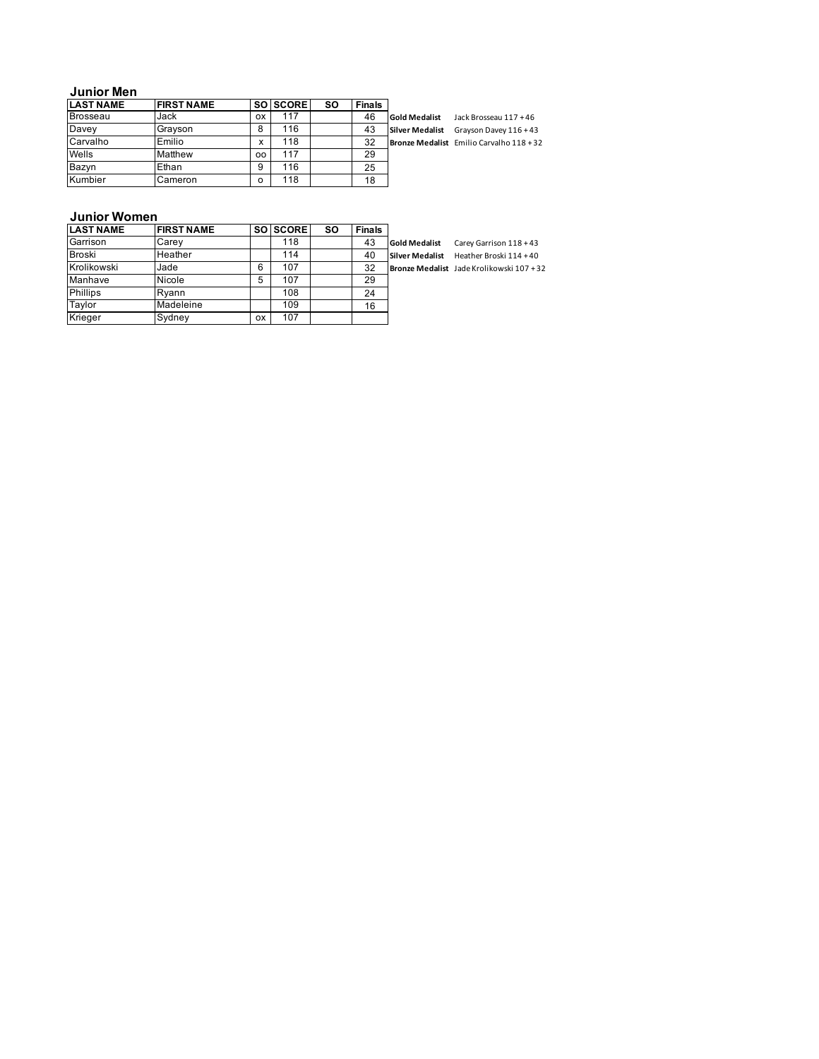## Junior Men

| LAST NAME | FIRST NAME | SO | SCORE | SO | Finals |
|---|---|---|---|---|---|
| Brosseau | Jack | ox | 117 | | 46 |
| Davey | Grayson | 8 | 116 | | 43 |
| Carvalho | Emilio | x | 118 | | 32 |
| Wells | Matthew | oo | 117 | | 29 |
| Bazyn | Ethan | 9 | 116 | | 25 |
| Kumbier | Cameron | o | 118 | | 18 |

**Gold Medalist** Jack Brosseau 117 + 46

**Silver Medalist** Grayson Davey 116 + 43

**Bronze Medalist** Emilio Carvalho 118 + 32

## Junior Women

| LAST NAME | FIRST NAME | SO | SCORE | SO | Finals |
|---|---|---|---|---|---|
| Garrison | Carey | | 118 | | 43 |
| Broski | Heather | | 114 | | 40 |
| Krolikowski | Jade | 6 | 107 | | 32 |
| Manhave | Nicole | 5 | 107 | | 29 |
| Phillips | Ryann | | 108 | | 24 |
| Taylor | Madeleine | | 109 | | 16 |
| Krieger | Sydney | ox | 107 | | |

**Gold Medalist** Carey Garrison 118 + 43

**Silver Medalist** Heather Broski 114 + 40

**Bronze Medalist** Jade Krolikowski 107 + 32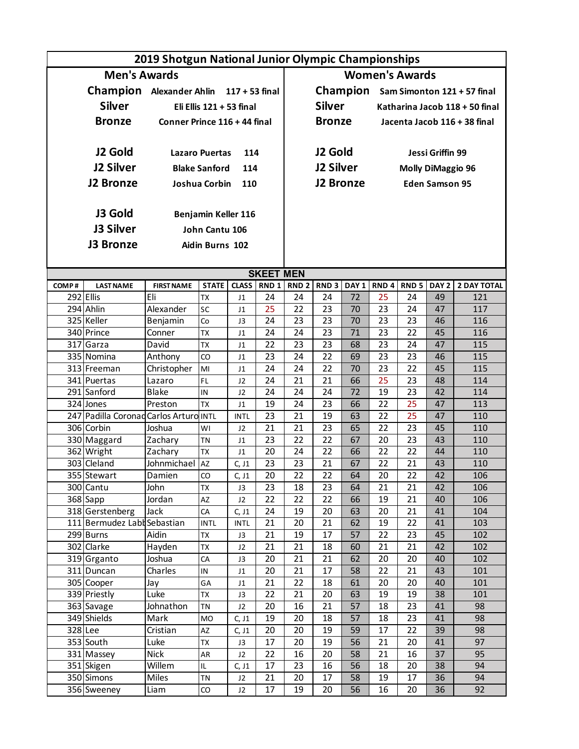# 2019 Shotgun National Junior Olympic Championships

## Men's Awards

**Champion** Alexander Ahlin 117 + 53 final
**Silver** Eli Ellis 121 + 53 final
**Bronze** Conner Prince 116 + 44 final

**J2 Gold** Lazaro Puertas 114
**J2 Silver** Blake Sanford 114
**J2 Bronze** Joshua Corbin 110

**J3 Gold** Benjamin Keller 116
**J3 Silver** John Cantu 106
**J3 Bronze** Aidin Burns 102

## Women's Awards

**Champion** Sam Simonton 121 + 57 final
**Silver** Katharina Jacob 118 + 50 final
**Bronze** Jacenta Jacob 116 + 38 final

**J2 Gold** Jessi Griffin 99
**J2 Silver** Molly DiMaggio 96
**J2 Bronze** Eden Samson 95

## SKEET MEN

| COMP # | LAST NAME | FIRST NAME | STATE | CLASS | RND 1 | RND 2 | RND 3 | DAY 1 | RND 4 | RND 5 | DAY 2 | 2 DAY TOTAL |
|---|---|---|---|---|---|---|---|---|---|---|---|---|
| 292 | Ellis | Eli | TX | J1 | 24 | 24 | 24 | 72 | 25 | 24 | 49 | 121 |
| 294 | Ahlin | Alexander | SC | J1 | 25 | 22 | 23 | 70 | 23 | 24 | 47 | 117 |
| 325 | Keller | Benjamin | Co | J3 | 24 | 23 | 23 | 70 | 23 | 23 | 46 | 116 |
| 340 | Prince | Conner | TX | J1 | 24 | 24 | 23 | 71 | 23 | 22 | 45 | 116 |
| 317 | Garza | David | TX | J1 | 22 | 23 | 23 | 68 | 23 | 24 | 47 | 115 |
| 335 | Nomina | Anthony | CO | J1 | 23 | 24 | 22 | 69 | 23 | 23 | 46 | 115 |
| 313 | Freeman | Christopher | MI | J1 | 24 | 24 | 22 | 70 | 23 | 22 | 45 | 115 |
| 341 | Puertas | Lazaro | FL | J2 | 24 | 21 | 21 | 66 | 25 | 23 | 48 | 114 |
| 291 | Sanford | Blake | IN | J2 | 24 | 24 | 24 | 72 | 19 | 23 | 42 | 114 |
| 324 | Jones | Preston | TX | J1 | 19 | 24 | 23 | 66 | 22 | 25 | 47 | 113 |
| 247 | Padilla Coronad | Carlos Arturo | INTL | INTL | 23 | 21 | 19 | 63 | 22 | 25 | 47 | 110 |
| 306 | Corbin | Joshua | WI | J2 | 21 | 21 | 23 | 65 | 22 | 23 | 45 | 110 |
| 330 | Maggard | Zachary | TN | J1 | 23 | 22 | 22 | 67 | 20 | 23 | 43 | 110 |
| 362 | Wright | Zachary | TX | J1 | 20 | 24 | 22 | 66 | 22 | 22 | 44 | 110 |
| 303 | Cleland | Johnmichael | AZ | C, J1 | 23 | 23 | 21 | 67 | 22 | 21 | 43 | 110 |
| 355 | Stewart | Damien | CO | C, J1 | 20 | 22 | 22 | 64 | 20 | 22 | 42 | 106 |
| 300 | Cantu | John | TX | J3 | 23 | 18 | 23 | 64 | 21 | 21 | 42 | 106 |
| 368 | Sapp | Jordan | AZ | J2 | 22 | 22 | 22 | 66 | 19 | 21 | 40 | 106 |
| 318 | Gerstenberg | Jack | CA | C, J1 | 24 | 19 | 20 | 63 | 20 | 21 | 41 | 104 |
| 111 | Bermudez Labb | Sebastian | INTL | INTL | 21 | 20 | 21 | 62 | 19 | 22 | 41 | 103 |
| 299 | Burns | Aidin | TX | J3 | 21 | 19 | 17 | 57 | 22 | 23 | 45 | 102 |
| 302 | Clarke | Hayden | TX | J2 | 21 | 21 | 18 | 60 | 21 | 21 | 42 | 102 |
| 319 | Grganto | Joshua | CA | J3 | 20 | 21 | 21 | 62 | 20 | 20 | 40 | 102 |
| 311 | Duncan | Charles | IN | J1 | 20 | 21 | 17 | 58 | 22 | 21 | 43 | 101 |
| 305 | Cooper | Jay | GA | J1 | 21 | 22 | 18 | 61 | 20 | 20 | 40 | 101 |
| 339 | Priestly | Luke | TX | J3 | 22 | 21 | 20 | 63 | 19 | 19 | 38 | 101 |
| 363 | Savage | Johnathon | TN | J2 | 20 | 16 | 21 | 57 | 18 | 23 | 41 | 98 |
| 349 | Shields | Mark | MO | C, J1 | 19 | 20 | 18 | 57 | 18 | 23 | 41 | 98 |
| 328 | Lee | Cristian | AZ | C, J1 | 20 | 20 | 19 | 59 | 17 | 22 | 39 | 98 |
| 353 | South | Luke | TX | J3 | 17 | 20 | 19 | 56 | 21 | 20 | 41 | 97 |
| 331 | Massey | Nick | AR | J2 | 22 | 16 | 20 | 58 | 21 | 16 | 37 | 95 |
| 351 | Skigen | Willem | IL | C, J1 | 17 | 23 | 16 | 56 | 18 | 20 | 38 | 94 |
| 350 | Simons | Miles | TN | J2 | 21 | 20 | 17 | 58 | 19 | 17 | 36 | 94 |
| 356 | Sweeney | Liam | CO | J2 | 17 | 19 | 20 | 56 | 16 | 20 | 36 | 92 |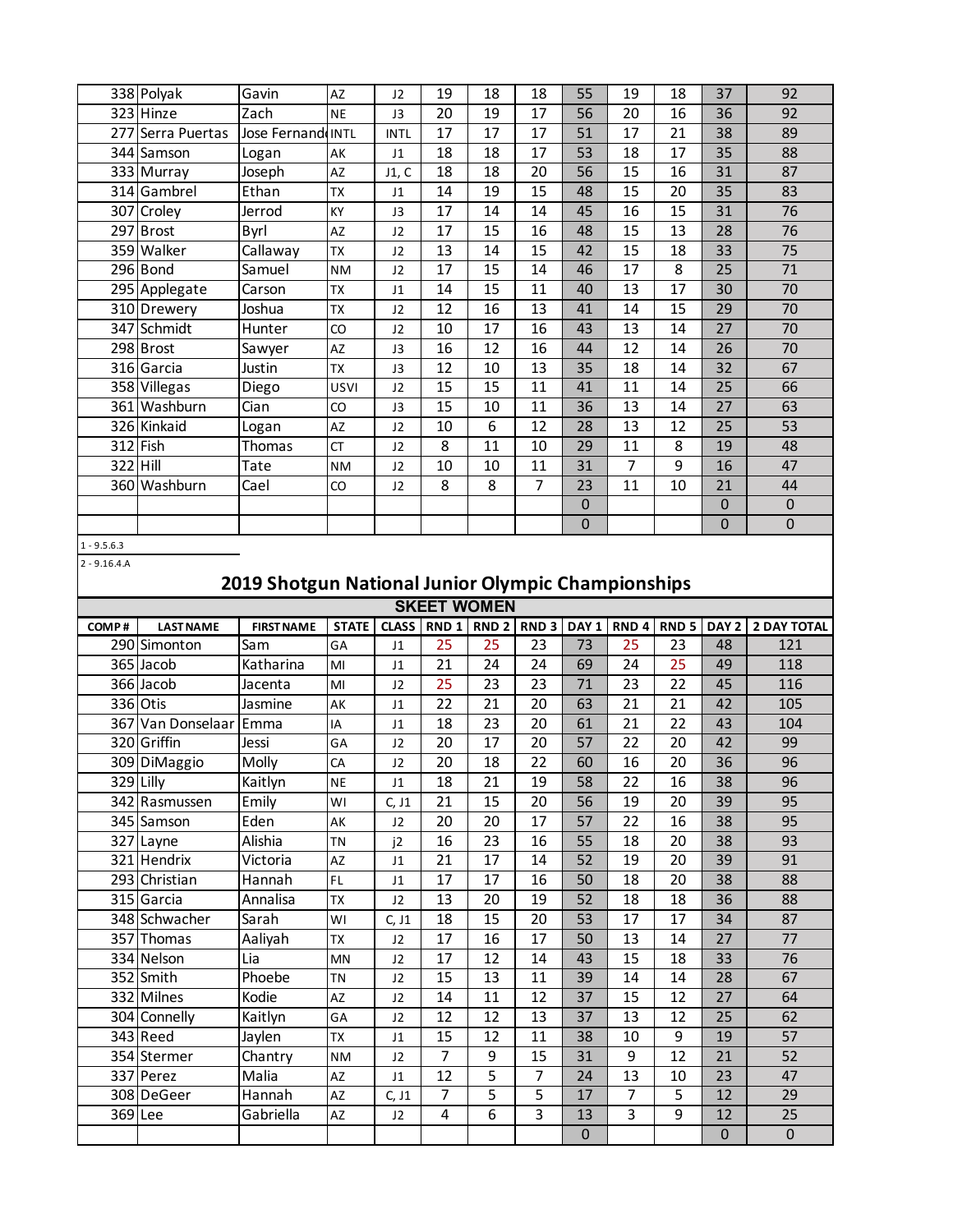| COMP # | LAST NAME | FIRST NAME | STATE | CLASS | RND 1 | RND 2 | RND 3 | DAY 1 | RND 4 | RND 5 | DAY 2 | 2 DAY TOTAL |
|---|---|---|---|---|---|---|---|---|---|---|---|---|
| 338 | Polyak | Gavin | AZ | J2 | 19 | 18 | 18 | 55 | 19 | 18 | 37 | 92 |
| 323 | Hinze | Zach | NE | J3 | 20 | 19 | 17 | 56 | 20 | 16 | 36 | 92 |
| 277 | Serra Puertas | Jose Fernand | INTL | INTL | 17 | 17 | 17 | 51 | 17 | 21 | 38 | 89 |
| 344 | Samson | Logan | AK | J1 | 18 | 18 | 17 | 53 | 18 | 17 | 35 | 88 |
| 333 | Murray | Joseph | AZ | J1, C | 18 | 18 | 20 | 56 | 15 | 16 | 31 | 87 |
| 314 | Gambrel | Ethan | TX | J1 | 14 | 19 | 15 | 48 | 15 | 20 | 35 | 83 |
| 307 | Croley | Jerrod | KY | J3 | 17 | 14 | 14 | 45 | 16 | 15 | 31 | 76 |
| 297 | Brost | Byrl | AZ | J2 | 17 | 15 | 16 | 48 | 15 | 13 | 28 | 76 |
| 359 | Walker | Callaway | TX | J2 | 13 | 14 | 15 | 42 | 15 | 18 | 33 | 75 |
| 296 | Bond | Samuel | NM | J2 | 17 | 15 | 14 | 46 | 17 | 8 | 25 | 71 |
| 295 | Applegate | Carson | TX | J1 | 14 | 15 | 11 | 40 | 13 | 17 | 30 | 70 |
| 310 | Drewery | Joshua | TX | J2 | 12 | 16 | 13 | 41 | 14 | 15 | 29 | 70 |
| 347 | Schmidt | Hunter | CO | J2 | 10 | 17 | 16 | 43 | 13 | 14 | 27 | 70 |
| 298 | Brost | Sawyer | AZ | J3 | 16 | 12 | 16 | 44 | 12 | 14 | 26 | 70 |
| 316 | Garcia | Justin | TX | J3 | 12 | 10 | 13 | 35 | 18 | 14 | 32 | 67 |
| 358 | Villegas | Diego | USVI | J2 | 15 | 15 | 11 | 41 | 11 | 14 | 25 | 66 |
| 361 | Washburn | Cian | CO | J3 | 15 | 10 | 11 | 36 | 13 | 14 | 27 | 63 |
| 326 | Kinkaid | Logan | AZ | J2 | 10 | 6 | 12 | 28 | 13 | 12 | 25 | 53 |
| 312 | Fish | Thomas | CT | J2 | 8 | 11 | 10 | 29 | 11 | 8 | 19 | 48 |
| 322 | Hill | Tate | NM | J2 | 10 | 10 | 11 | 31 | 7 | 9 | 16 | 47 |
| 360 | Washburn | Cael | CO | J2 | 8 | 8 | 7 | 23 | 11 | 10 | 21 | 44 |
| | | | | | | | | 0 | | | 0 | 0 |
| | | | | | | | | 0 | | | 0 | 0 |

1 - 9.5.6.3

2 - 9.16.4.A

## 2019 Shotgun National Junior Olympic Championships

### SKEET WOMEN

| COMP # | LAST NAME | FIRST NAME | STATE | CLASS | RND 1 | RND 2 | RND 3 | DAY 1 | RND 4 | RND 5 | DAY 2 | 2 DAY TOTAL |
|---|---|---|---|---|---|---|---|---|---|---|---|---|
| 290 | Simonton | Sam | GA | J1 | 25 | 25 | 23 | 73 | 25 | 23 | 48 | 121 |
| 365 | Jacob | Katharina | MI | J1 | 21 | 24 | 24 | 69 | 24 | 25 | 49 | 118 |
| 366 | Jacob | Jacenta | MI | J2 | 25 | 23 | 23 | 71 | 23 | 22 | 45 | 116 |
| 336 | Otis | Jasmine | AK | J1 | 22 | 21 | 20 | 63 | 21 | 21 | 42 | 105 |
| 367 | Van Donselaar | Emma | IA | J1 | 18 | 23 | 20 | 61 | 21 | 22 | 43 | 104 |
| 320 | Griffin | Jessi | GA | J2 | 20 | 17 | 20 | 57 | 22 | 20 | 42 | 99 |
| 309 | DiMaggio | Molly | CA | J2 | 20 | 18 | 22 | 60 | 16 | 20 | 36 | 96 |
| 329 | Lilly | Kaitlyn | NE | J1 | 18 | 21 | 19 | 58 | 22 | 16 | 38 | 96 |
| 342 | Rasmussen | Emily | WI | C, J1 | 21 | 15 | 20 | 56 | 19 | 20 | 39 | 95 |
| 345 | Samson | Eden | AK | J2 | 20 | 20 | 17 | 57 | 22 | 16 | 38 | 95 |
| 327 | Layne | Alishia | TN | j2 | 16 | 23 | 16 | 55 | 18 | 20 | 38 | 93 |
| 321 | Hendrix | Victoria | AZ | J1 | 21 | 17 | 14 | 52 | 19 | 20 | 39 | 91 |
| 293 | Christian | Hannah | FL | J1 | 17 | 17 | 16 | 50 | 18 | 20 | 38 | 88 |
| 315 | Garcia | Annalisa | TX | J2 | 13 | 20 | 19 | 52 | 18 | 18 | 36 | 88 |
| 348 | Schwacher | Sarah | WI | C, J1 | 18 | 15 | 20 | 53 | 17 | 17 | 34 | 87 |
| 357 | Thomas | Aaliyah | TX | J2 | 17 | 16 | 17 | 50 | 13 | 14 | 27 | 77 |
| 334 | Nelson | Lia | MN | J2 | 17 | 12 | 14 | 43 | 15 | 18 | 33 | 76 |
| 352 | Smith | Phoebe | TN | J2 | 15 | 13 | 11 | 39 | 14 | 14 | 28 | 67 |
| 332 | Milnes | Kodie | AZ | J2 | 14 | 11 | 12 | 37 | 15 | 12 | 27 | 64 |
| 304 | Connelly | Kaitlyn | GA | J2 | 12 | 12 | 13 | 37 | 13 | 12 | 25 | 62 |
| 343 | Reed | Jaylen | TX | J1 | 15 | 12 | 11 | 38 | 10 | 9 | 19 | 57 |
| 354 | Stermer | Chantry | NM | J2 | 7 | 9 | 15 | 31 | 9 | 12 | 21 | 52 |
| 337 | Perez | Malia | AZ | J1 | 12 | 5 | 7 | 24 | 13 | 10 | 23 | 47 |
| 308 | DeGeer | Hannah | AZ | C, J1 | 7 | 5 | 5 | 17 | 7 | 5 | 12 | 29 |
| 369 | Lee | Gabriella | AZ | J2 | 4 | 6 | 3 | 13 | 3 | 9 | 12 | 25 |
| | | | | | | | | 0 | | | 0 | 0 |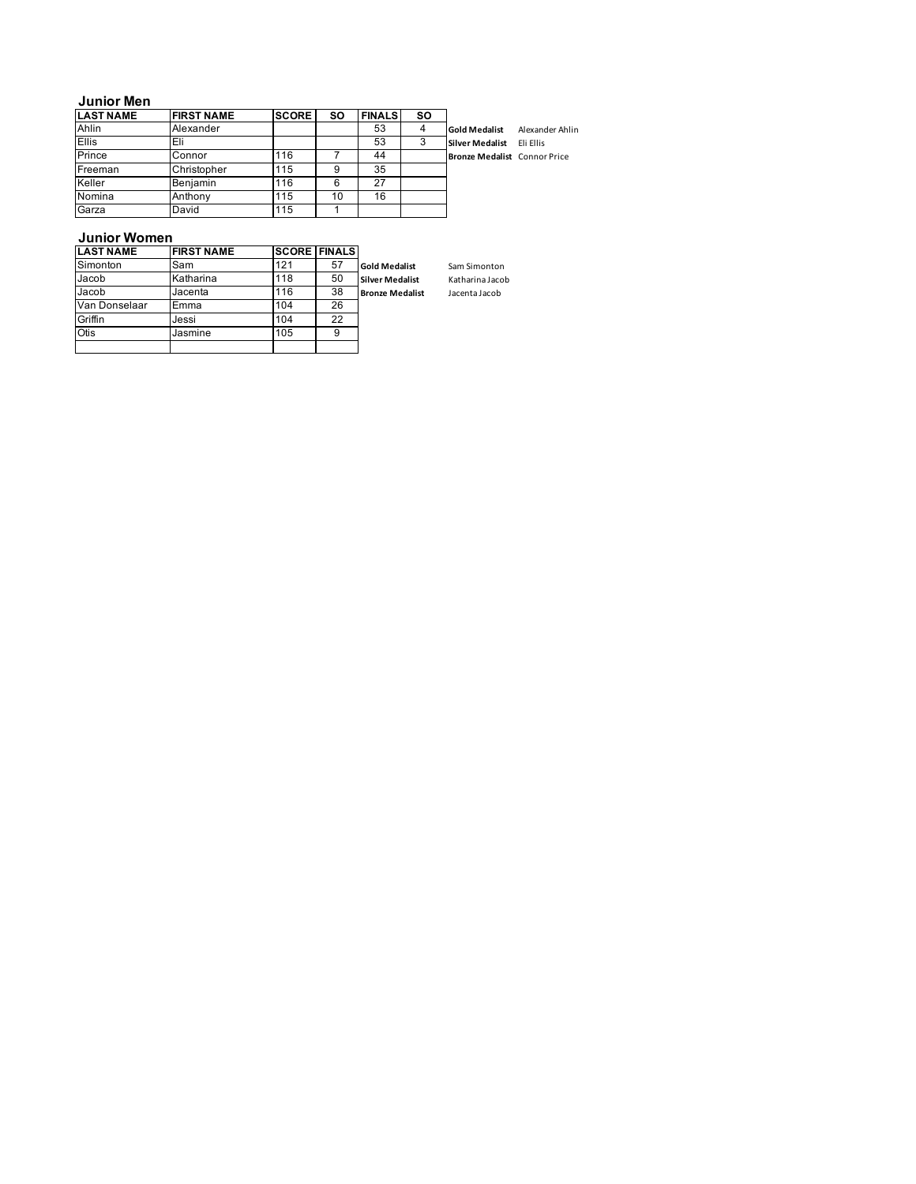## Junior Men

| LAST NAME | FIRST NAME | SCORE | SO | FINALS | SO |
|---|---|---|---|---|---|
| Ahlin | Alexander | | | 53 | 4 |
| Ellis | Eli | | | 53 | 3 |
| Prince | Connor | 116 | 7 | 44 | |
| Freeman | Christopher | 115 | 9 | 35 | |
| Keller | Benjamin | 116 | 6 | 27 | |
| Nomina | Anthony | 115 | 10 | 16 | |
| Garza | David | 115 | 1 | | |

**Gold Medalist** Alexander Ahlin
**Silver Medalist** Eli Ellis
**Bronze Medalist** Connor Price

## Junior Women

| LAST NAME | FIRST NAME | SCORE | FINALS |
|---|---|---|---|
| Simonton | Sam | 121 | 57 |
| Jacob | Katharina | 118 | 50 |
| Jacob | Jacenta | 116 | 38 |
| Van Donselaar | Emma | 104 | 26 |
| Griffin | Jessi | 104 | 22 |
| Otis | Jasmine | 105 | 9 |
| | | | |

**Gold Medalist** Sam Simonton
**Silver Medalist** Katharina Jacob
**Bronze Medalist** Jacenta Jacob